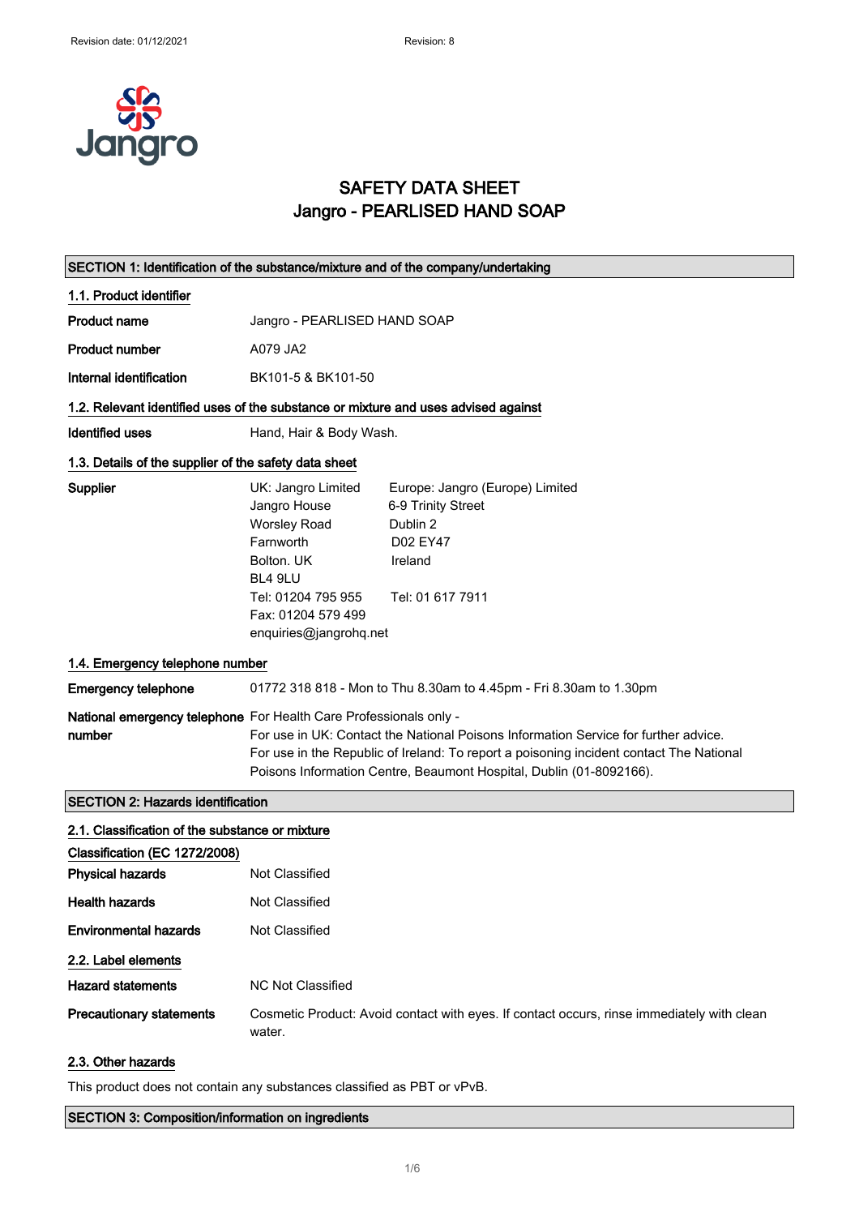# SAFETY DATA SHEET
# Jangro - PEARLISED HAND SOAP

## SECTION 1: Identification of the substance/mixture and of the company/undertaking

### 1.1. Product identifier

| | |
|---|---|
| **Product name** | Jangro - PEARLISED HAND SOAP |
| **Product number** | A079 JA2 |
| **Internal identification** | BK101-5 & BK101-50 |

### 1.2. Relevant identified uses of the substance or mixture and uses advised against

| | |
|---|---|
| **Identified uses** | Hand, Hair & Body Wash. |

### 1.3. Details of the supplier of the safety data sheet

**Supplier**

UK: Jangro Limited
Jangro House
Worsley Road
Farnworth
Bolton. UK
BL4 9LU
Tel: 01204 795 955
Fax: 01204 579 499
enquiries@jangrohq.net

Europe: Jangro (Europe) Limited
6-9 Trinity Street
Dublin 2
D02 EY47
Ireland

Tel: 01 617 7911

### 1.4. Emergency telephone number

**Emergency telephone** 01772 318 818 - Mon to Thu 8.30am to 4.45pm - Fri 8.30am to 1.30pm

**National emergency telephone number** For Health Care Professionals only -
For use in UK: Contact the National Poisons Information Service for further advice.
For use in the Republic of Ireland: To report a poisoning incident contact The National Poisons Information Centre, Beaumont Hospital, Dublin (01-8092166).

## SECTION 2: Hazards identification

### 2.1. Classification of the substance or mixture

**Classification (EC 1272/2008)**

| | |
|---|---|
| **Physical hazards** | Not Classified |
| **Health hazards** | Not Classified |
| **Environmental hazards** | Not Classified |

### 2.2. Label elements

| | |
|---|---|
| **Hazard statements** | NC Not Classified |
| **Precautionary statements** | Cosmetic Product: Avoid contact with eyes. If contact occurs, rinse immediately with clean water. |

### 2.3. Other hazards

This product does not contain any substances classified as PBT or vPvB.

## SECTION 3: Composition/information on ingredients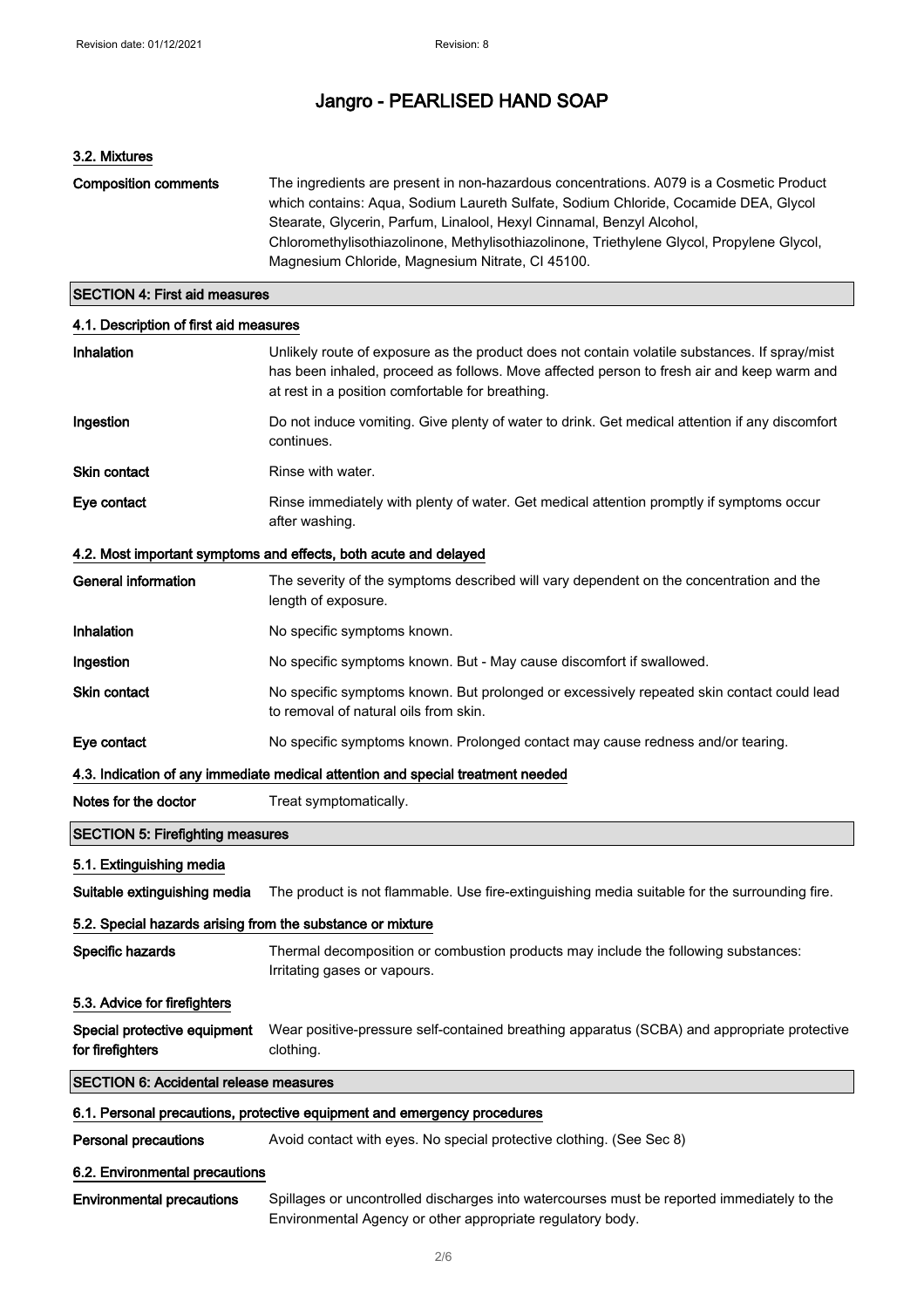### 3.2. Mixtures

**Composition comments** The ingredients are present in non-hazardous concentrations. A079 is a Cosmetic Product which contains: Aqua, Sodium Laureth Sulfate, Sodium Chloride, Cocamide DEA, Glycol Stearate, Glycerin, Parfum, Linalool, Hexyl Cinnamal, Benzyl Alcohol, Chloromethylisothiazolinone, Methylisothiazolinone, Triethylene Glycol, Propylene Glycol, Magnesium Chloride, Magnesium Nitrate, CI 45100.

## SECTION 4: First aid measures

### 4.1. Description of first aid measures

**Inhalation** Unlikely route of exposure as the product does not contain volatile substances. If spray/mist has been inhaled, proceed as follows. Move affected person to fresh air and keep warm and at rest in a position comfortable for breathing.

**Ingestion** Do not induce vomiting. Give plenty of water to drink. Get medical attention if any discomfort continues.

**Skin contact** Rinse with water.

**Eye contact** Rinse immediately with plenty of water. Get medical attention promptly if symptoms occur after washing.

### 4.2. Most important symptoms and effects, both acute and delayed

**General information** The severity of the symptoms described will vary dependent on the concentration and the length of exposure.

**Inhalation** No specific symptoms known.

**Ingestion** No specific symptoms known. But - May cause discomfort if swallowed.

**Skin contact** No specific symptoms known. But prolonged or excessively repeated skin contact could lead to removal of natural oils from skin.

**Eye contact** No specific symptoms known. Prolonged contact may cause redness and/or tearing.

### 4.3. Indication of any immediate medical attention and special treatment needed

**Notes for the doctor** Treat symptomatically.

## SECTION 5: Firefighting measures

### 5.1. Extinguishing media

**Suitable extinguishing media** The product is not flammable. Use fire-extinguishing media suitable for the surrounding fire.

### 5.2. Special hazards arising from the substance or mixture

**Specific hazards** Thermal decomposition or combustion products may include the following substances: Irritating gases or vapours.

### 5.3. Advice for firefighters

**Special protective equipment for firefighters** Wear positive-pressure self-contained breathing apparatus (SCBA) and appropriate protective clothing.

## SECTION 6: Accidental release measures

### 6.1. Personal precautions, protective equipment and emergency procedures

**Personal precautions** Avoid contact with eyes. No special protective clothing. (See Sec 8)

### 6.2. Environmental precautions

**Environmental precautions** Spillages or uncontrolled discharges into watercourses must be reported immediately to the Environmental Agency or other appropriate regulatory body.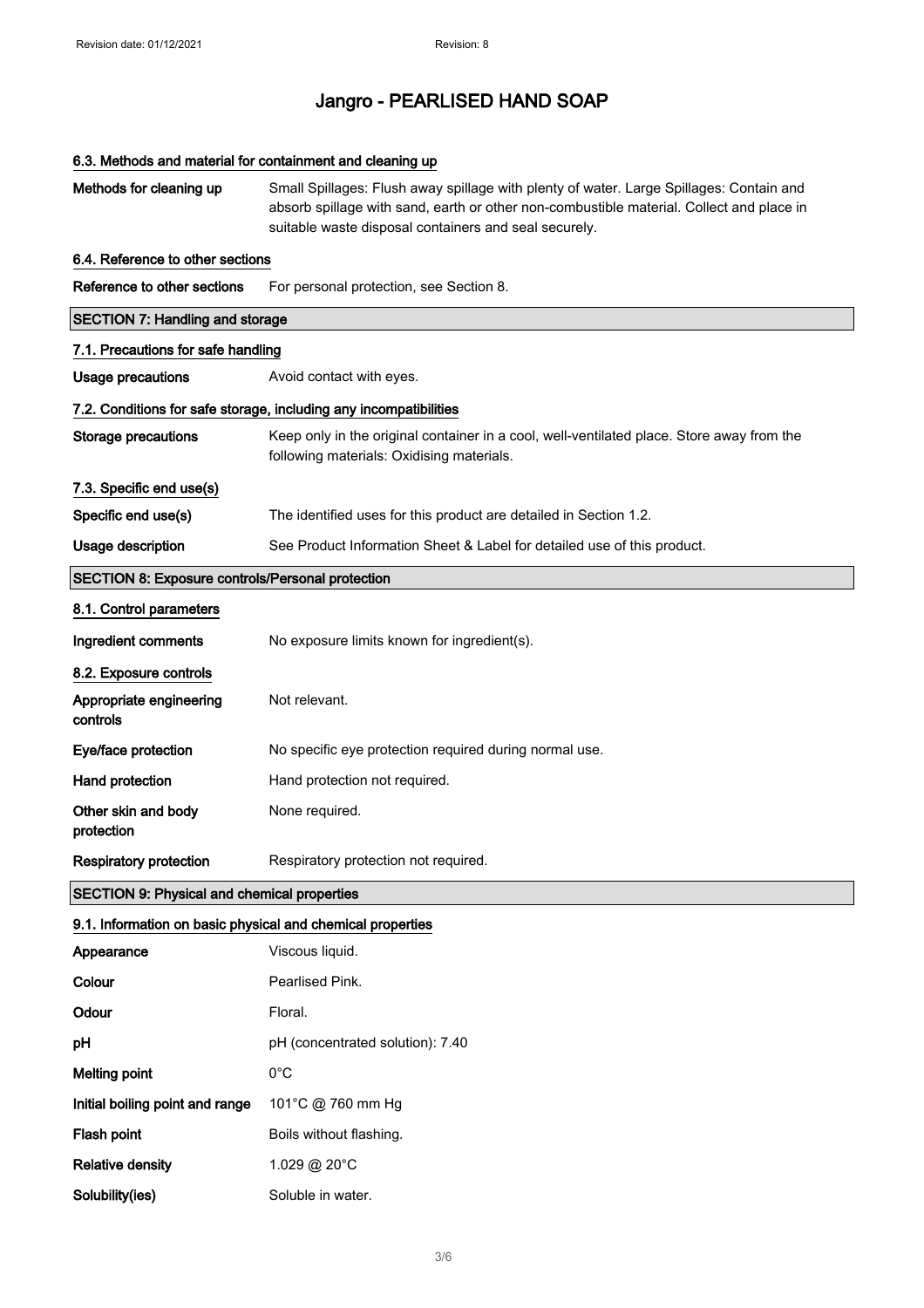# Jangro - PEARLISED HAND SOAP

### 6.3. Methods and material for containment and cleaning up

**Methods for cleaning up** — Small Spillages: Flush away spillage with plenty of water. Large Spillages: Contain and absorb spillage with sand, earth or other non-combustible material. Collect and place in suitable waste disposal containers and seal securely.

### 6.4. Reference to other sections

**Reference to other sections** — For personal protection, see Section 8.

## SECTION 7: Handling and storage

### 7.1. Precautions for safe handling

**Usage precautions** — Avoid contact with eyes.

### 7.2. Conditions for safe storage, including any incompatibilities

**Storage precautions** — Keep only in the original container in a cool, well-ventilated place. Store away from the following materials: Oxidising materials.

### 7.3. Specific end use(s)

**Specific end use(s)** — The identified uses for this product are detailed in Section 1.2.

**Usage description** — See Product Information Sheet & Label for detailed use of this product.

## SECTION 8: Exposure controls/Personal protection

### 8.1. Control parameters

**Ingredient comments** — No exposure limits known for ingredient(s).

### 8.2. Exposure controls

**Appropriate engineering controls** — Not relevant.

**Eye/face protection** — No specific eye protection required during normal use.

**Hand protection** — Hand protection not required.

**Other skin and body protection** — None required.

**Respiratory protection** — Respiratory protection not required.

## SECTION 9: Physical and chemical properties

### 9.1. Information on basic physical and chemical properties

| | |
|---|---|
| **Appearance** | Viscous liquid. |
| **Colour** | Pearlised Pink. |
| **Odour** | Floral. |
| **pH** | pH (concentrated solution): 7.40 |
| **Melting point** | 0°C |
| **Initial boiling point and range** | 101°C @ 760 mm Hg |
| **Flash point** | Boils without flashing. |
| **Relative density** | 1.029 @ 20°C |
| **Solubility(ies)** | Soluble in water. |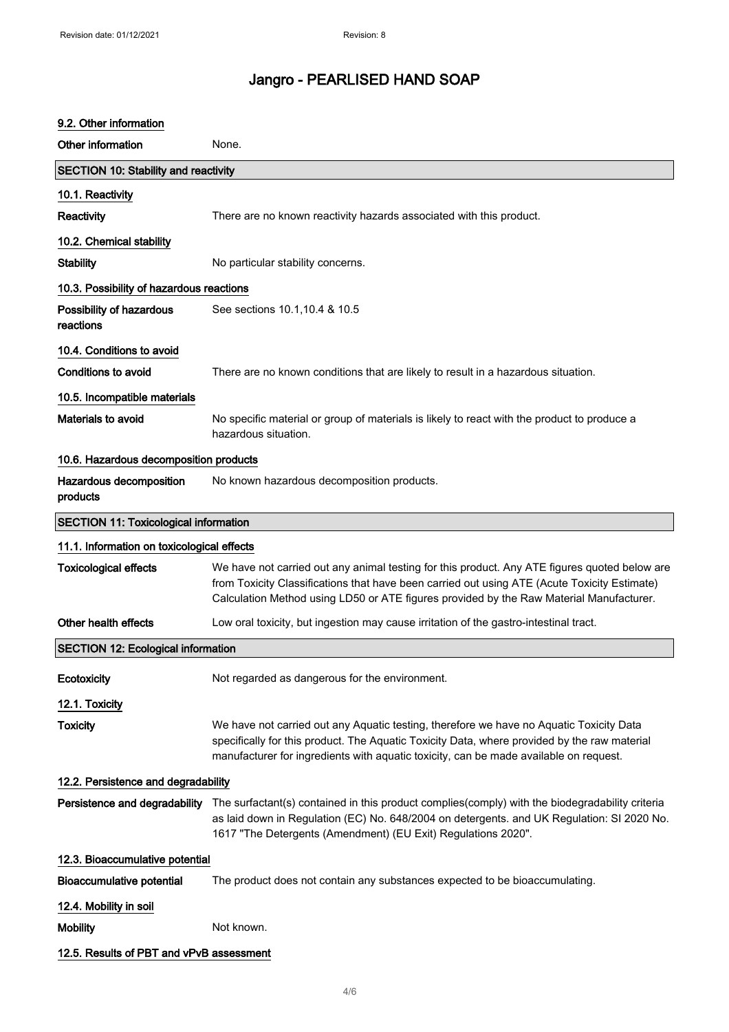# Jangro - PEARLISED HAND SOAP

### 9.2. Other information

**Other information** None.

## SECTION 10: Stability and reactivity

### 10.1. Reactivity

**Reactivity** There are no known reactivity hazards associated with this product.

### 10.2. Chemical stability

**Stability** No particular stability concerns.

### 10.3. Possibility of hazardous reactions

**Possibility of hazardous reactions** See sections 10.1,10.4 & 10.5

### 10.4. Conditions to avoid

**Conditions to avoid** There are no known conditions that are likely to result in a hazardous situation.

### 10.5. Incompatible materials

**Materials to avoid** No specific material or group of materials is likely to react with the product to produce a hazardous situation.

### 10.6. Hazardous decomposition products

**Hazardous decomposition products** No known hazardous decomposition products.

## SECTION 11: Toxicological information

### 11.1. Information on toxicological effects

**Toxicological effects** We have not carried out any animal testing for this product. Any ATE figures quoted below are from Toxicity Classifications that have been carried out using ATE (Acute Toxicity Estimate) Calculation Method using LD50 or ATE figures provided by the Raw Material Manufacturer.

**Other health effects** Low oral toxicity, but ingestion may cause irritation of the gastro-intestinal tract.

## SECTION 12: Ecological information

**Ecotoxicity** Not regarded as dangerous for the environment.

### 12.1. Toxicity

**Toxicity** We have not carried out any Aquatic testing, therefore we have no Aquatic Toxicity Data specifically for this product. The Aquatic Toxicity Data, where provided by the raw material manufacturer for ingredients with aquatic toxicity, can be made available on request.

### 12.2. Persistence and degradability

**Persistence and degradability** The surfactant(s) contained in this product complies(comply) with the biodegradability criteria as laid down in Regulation (EC) No. 648/2004 on detergents. and UK Regulation: SI 2020 No. 1617 "The Detergents (Amendment) (EU Exit) Regulations 2020".

### 12.3. Bioaccumulative potential

**Bioaccumulative potential** The product does not contain any substances expected to be bioaccumulating.

### 12.4. Mobility in soil

**Mobility** Not known.

### 12.5. Results of PBT and vPvB assessment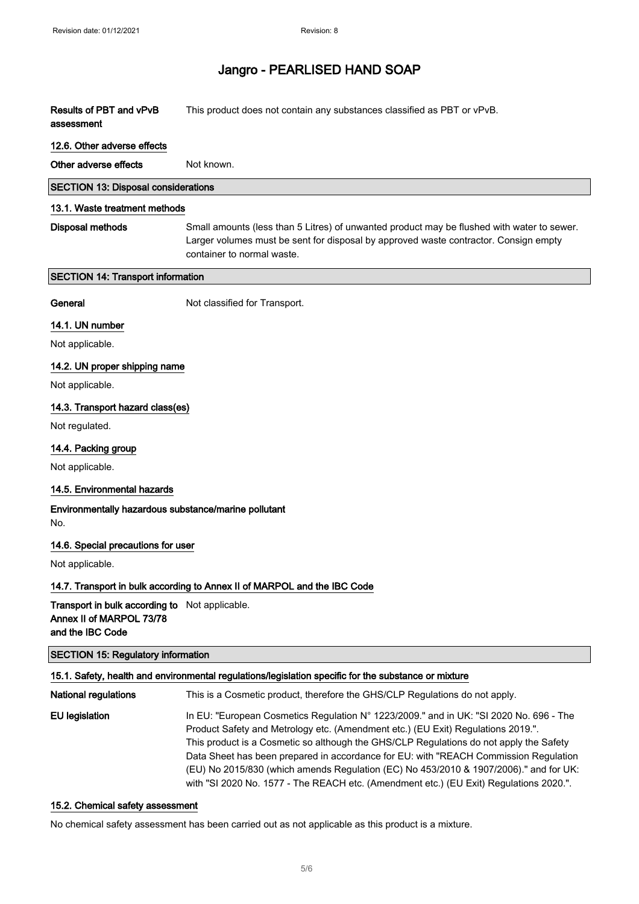| | |
|---|---|
| **Results of PBT and vPvB assessment** | This product does not contain any substances classified as PBT or vPvB. |

### 12.6. Other adverse effects

| | |
|---|---|
| **Other adverse effects** | Not known. |

## SECTION 13: Disposal considerations

### 13.1. Waste treatment methods

| | |
|---|---|
| **Disposal methods** | Small amounts (less than 5 Litres) of unwanted product may be flushed with water to sewer. Larger volumes must be sent for disposal by approved waste contractor. Consign empty container to normal waste. |

## SECTION 14: Transport information

| | |
|---|---|
| **General** | Not classified for Transport. |

### 14.1. UN number

Not applicable.

### 14.2. UN proper shipping name

Not applicable.

### 14.3. Transport hazard class(es)

Not regulated.

### 14.4. Packing group

Not applicable.

### 14.5. Environmental hazards

**Environmentally hazardous substance/marine pollutant**

No.

### 14.6. Special precautions for user

Not applicable.

### 14.7. Transport in bulk according to Annex II of MARPOL and the IBC Code

| | |
|---|---|
| **Transport in bulk according to Annex II of MARPOL 73/78 and the IBC Code** | Not applicable. |

## SECTION 15: Regulatory information

### 15.1. Safety, health and environmental regulations/legislation specific for the substance or mixture

| | |
|---|---|
| **National regulations** | This is a Cosmetic product, therefore the GHS/CLP Regulations do not apply. |
| **EU legislation** | In EU: "European Cosmetics Regulation N° 1223/2009." and in UK: "SI 2020 No. 696 - The Product Safety and Metrology etc. (Amendment etc.) (EU Exit) Regulations 2019.". This product is a Cosmetic so although the GHS/CLP Regulations do not apply the Safety Data Sheet has been prepared in accordance for EU: with "REACH Commission Regulation (EU) No 2015/830 (which amends Regulation (EC) No 453/2010 & 1907/2006)." and for UK: with "SI 2020 No. 1577 - The REACH etc. (Amendment etc.) (EU Exit) Regulations 2020.". |

### 15.2. Chemical safety assessment

No chemical safety assessment has been carried out as not applicable as this product is a mixture.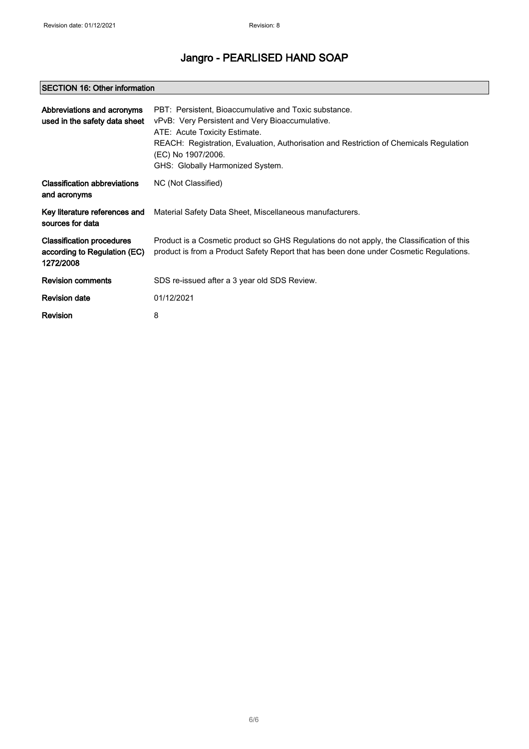# Jangro - PEARLISED HAND SOAP

## SECTION 16: Other information

| | |
|---|---|
| **Abbreviations and acronyms used in the safety data sheet** | PBT: Persistent, Bioaccumulative and Toxic substance.<br>vPvB: Very Persistent and Very Bioaccumulative.<br>ATE: Acute Toxicity Estimate.<br>REACH: Registration, Evaluation, Authorisation and Restriction of Chemicals Regulation (EC) No 1907/2006.<br>GHS: Globally Harmonized System. |
| **Classification abbreviations and acronyms** | NC (Not Classified) |
| **Key literature references and sources for data** | Material Safety Data Sheet, Miscellaneous manufacturers. |
| **Classification procedures according to Regulation (EC) 1272/2008** | Product is a Cosmetic product so GHS Regulations do not apply, the Classification of this product is from a Product Safety Report that has been done under Cosmetic Regulations. |
| **Revision comments** | SDS re-issued after a 3 year old SDS Review. |
| **Revision date** | 01/12/2021 |
| **Revision** | 8 |